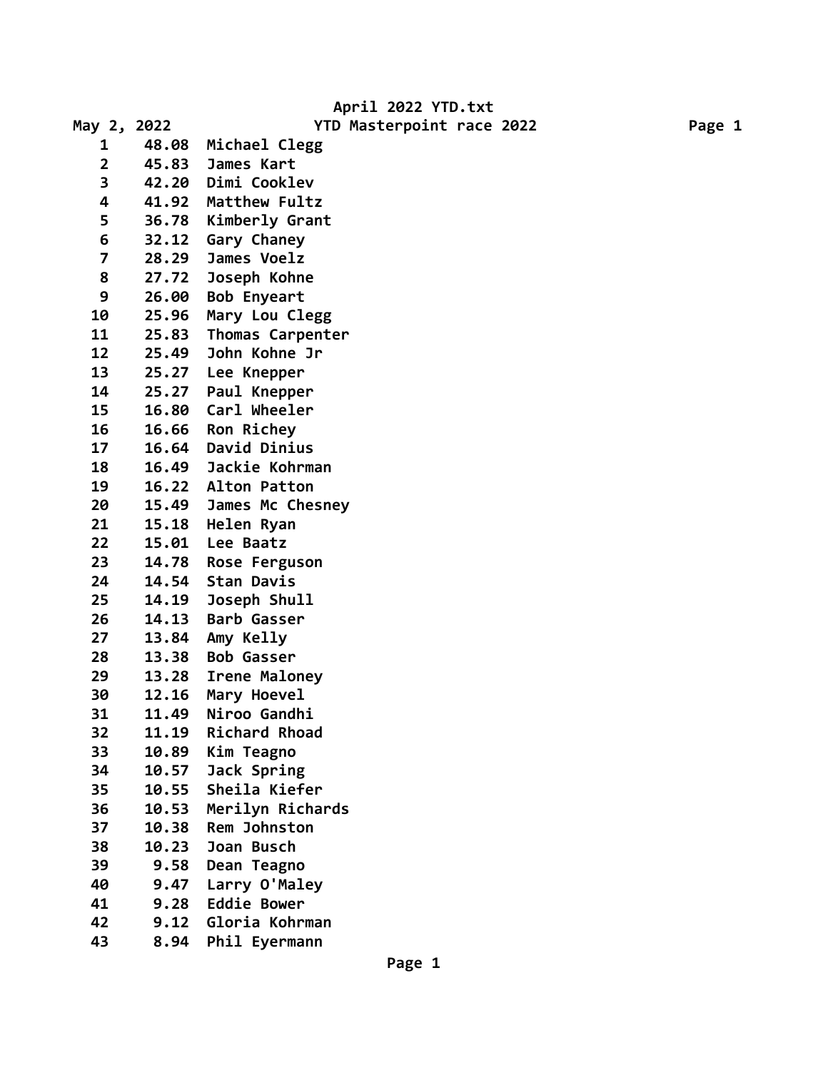# April 2022 YTD.txt

May 2, 2022 — YTD Masterpoint race 2022

| Rank | Points | Name |
|---|---|---|
| 1 | 48.08 | Michael Clegg |
| 2 | 45.83 | James Kart |
| 3 | 42.20 | Dimi Cooklev |
| 4 | 41.92 | Matthew Fultz |
| 5 | 36.78 | Kimberly Grant |
| 6 | 32.12 | Gary Chaney |
| 7 | 28.29 | James Voelz |
| 8 | 27.72 | Joseph Kohne |
| 9 | 26.00 | Bob Enyeart |
| 10 | 25.96 | Mary Lou Clegg |
| 11 | 25.83 | Thomas Carpenter |
| 12 | 25.49 | John Kohne Jr |
| 13 | 25.27 | Lee Knepper |
| 14 | 25.27 | Paul Knepper |
| 15 | 16.80 | Carl Wheeler |
| 16 | 16.66 | Ron Richey |
| 17 | 16.64 | David Dinius |
| 18 | 16.49 | Jackie Kohrman |
| 19 | 16.22 | Alton Patton |
| 20 | 15.49 | James Mc Chesney |
| 21 | 15.18 | Helen Ryan |
| 22 | 15.01 | Lee Baatz |
| 23 | 14.78 | Rose Ferguson |
| 24 | 14.54 | Stan Davis |
| 25 | 14.19 | Joseph Shull |
| 26 | 14.13 | Barb Gasser |
| 27 | 13.84 | Amy Kelly |
| 28 | 13.38 | Bob Gasser |
| 29 | 13.28 | Irene Maloney |
| 30 | 12.16 | Mary Hoevel |
| 31 | 11.49 | Niroo Gandhi |
| 32 | 11.19 | Richard Rhoad |
| 33 | 10.89 | Kim Teagno |
| 34 | 10.57 | Jack Spring |
| 35 | 10.55 | Sheila Kiefer |
| 36 | 10.53 | Merilyn Richards |
| 37 | 10.38 | Rem Johnston |
| 38 | 10.23 | Joan Busch |
| 39 | 9.58 | Dean Teagno |
| 40 | 9.47 | Larry O'Maley |
| 41 | 9.28 | Eddie Bower |
| 42 | 9.12 | Gloria Kohrman |
| 43 | 8.94 | Phil Eyermann |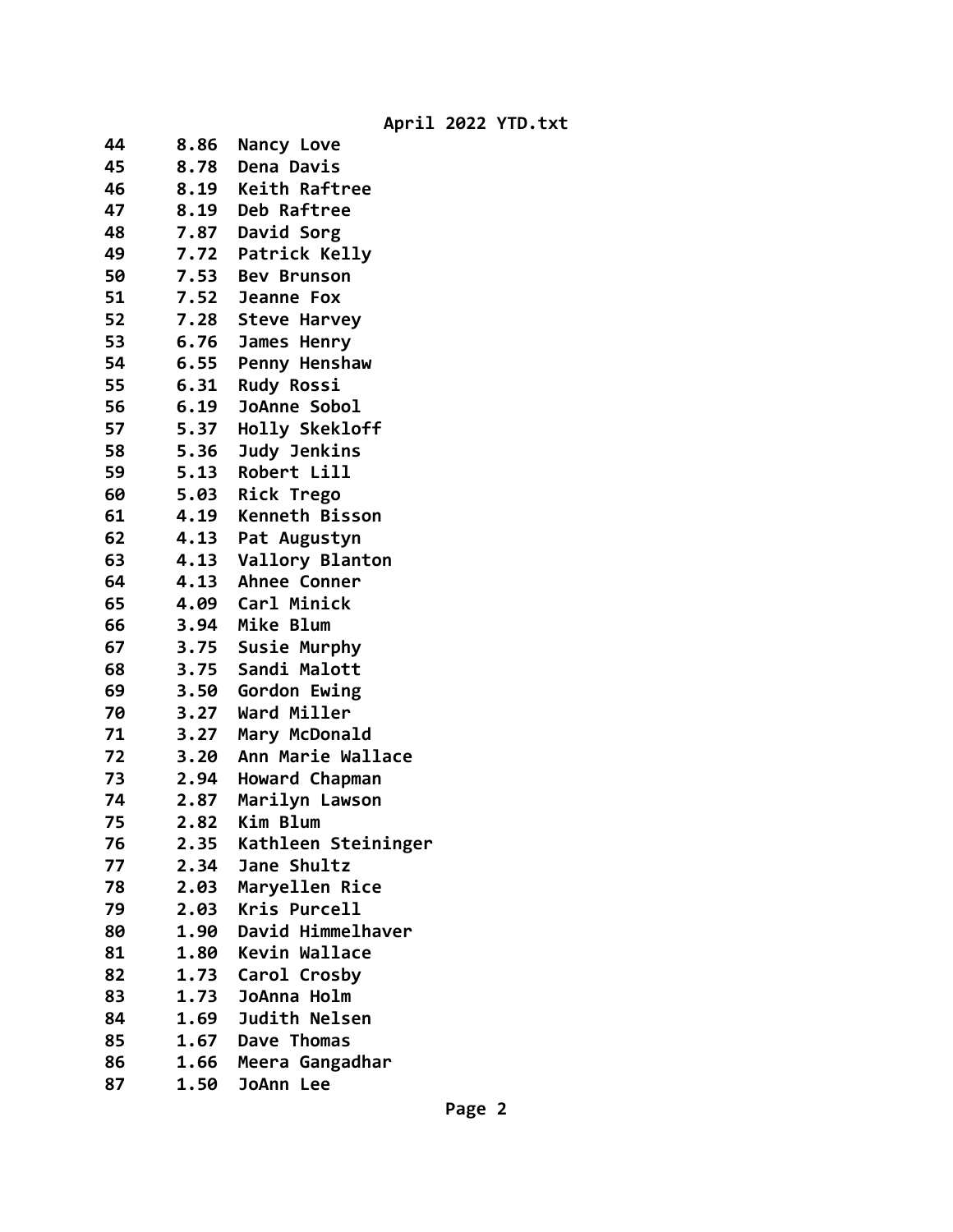| | | |
|---|---|---|
| 44 | 8.86 | Nancy Love |
| 45 | 8.78 | Dena Davis |
| 46 | 8.19 | Keith Raftree |
| 47 | 8.19 | Deb Raftree |
| 48 | 7.87 | David Sorg |
| 49 | 7.72 | Patrick Kelly |
| 50 | 7.53 | Bev Brunson |
| 51 | 7.52 | Jeanne Fox |
| 52 | 7.28 | Steve Harvey |
| 53 | 6.76 | James Henry |
| 54 | 6.55 | Penny Henshaw |
| 55 | 6.31 | Rudy Rossi |
| 56 | 6.19 | JoAnne Sobol |
| 57 | 5.37 | Holly Skekloff |
| 58 | 5.36 | Judy Jenkins |
| 59 | 5.13 | Robert Lill |
| 60 | 5.03 | Rick Trego |
| 61 | 4.19 | Kenneth Bisson |
| 62 | 4.13 | Pat Augustyn |
| 63 | 4.13 | Vallory Blanton |
| 64 | 4.13 | Ahnee Conner |
| 65 | 4.09 | Carl Minick |
| 66 | 3.94 | Mike Blum |
| 67 | 3.75 | Susie Murphy |
| 68 | 3.75 | Sandi Malott |
| 69 | 3.50 | Gordon Ewing |
| 70 | 3.27 | Ward Miller |
| 71 | 3.27 | Mary McDonald |
| 72 | 3.20 | Ann Marie Wallace |
| 73 | 2.94 | Howard Chapman |
| 74 | 2.87 | Marilyn Lawson |
| 75 | 2.82 | Kim Blum |
| 76 | 2.35 | Kathleen Steininger |
| 77 | 2.34 | Jane Shultz |
| 78 | 2.03 | Maryellen Rice |
| 79 | 2.03 | Kris Purcell |
| 80 | 1.90 | David Himmelhaver |
| 81 | 1.80 | Kevin Wallace |
| 82 | 1.73 | Carol Crosby |
| 83 | 1.73 | JoAnna Holm |
| 84 | 1.69 | Judith Nelsen |
| 85 | 1.67 | Dave Thomas |
| 86 | 1.66 | Meera Gangadhar |
| 87 | 1.50 | JoAnn Lee |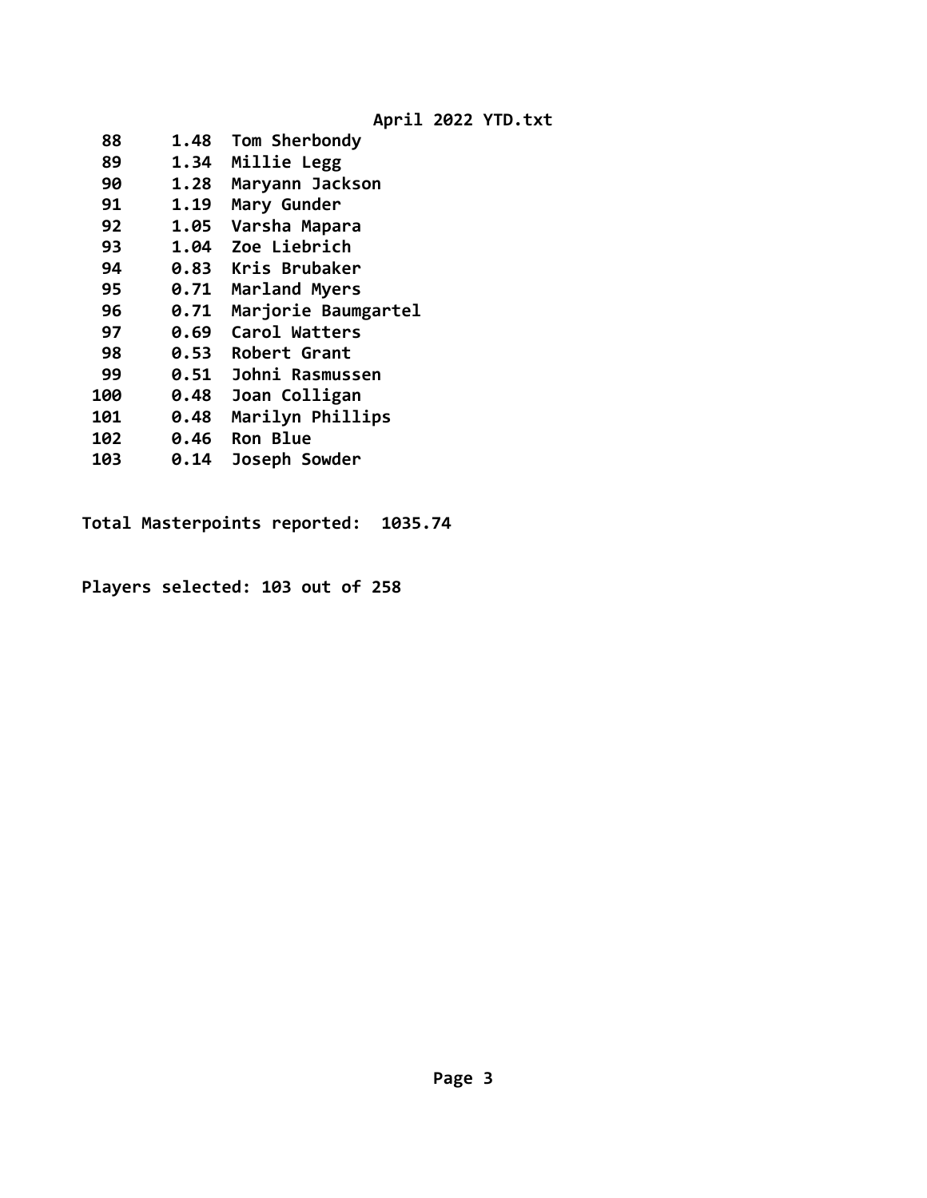**April 2022 YTD.txt**

| | | |
|---|---|---|
| 88 | 1.48 | Tom Sherbondy |
| 89 | 1.34 | Millie Legg |
| 90 | 1.28 | Maryann Jackson |
| 91 | 1.19 | Mary Gunder |
| 92 | 1.05 | Varsha Mapara |
| 93 | 1.04 | Zoe Liebrich |
| 94 | 0.83 | Kris Brubaker |
| 95 | 0.71 | Marland Myers |
| 96 | 0.71 | Marjorie Baumgartel |
| 97 | 0.69 | Carol Watters |
| 98 | 0.53 | Robert Grant |
| 99 | 0.51 | Johni Rasmussen |
| 100 | 0.48 | Joan Colligan |
| 101 | 0.48 | Marilyn Phillips |
| 102 | 0.46 | Ron Blue |
| 103 | 0.14 | Joseph Sowder |

**Total Masterpoints reported: 1035.74**

**Players selected: 103 out of 258**